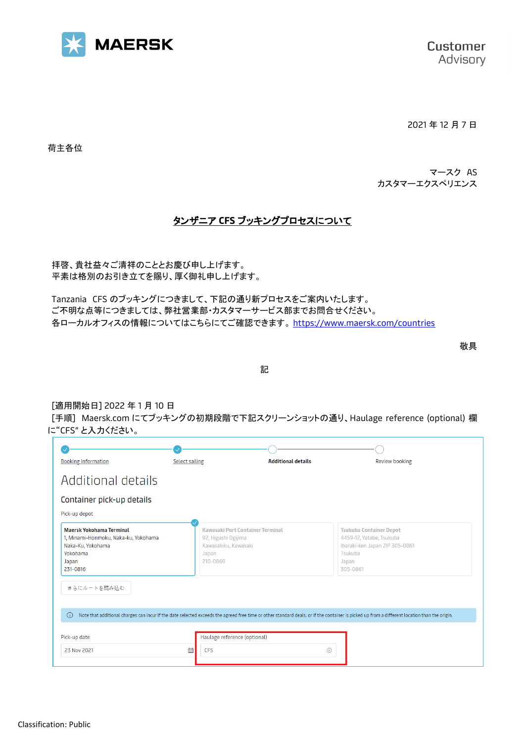MAERSK

Customer Advisory

2021 年 12 月 7 日

荷主各位

マースク AS
カスタマーエクスペリエンス

## タンザニア CFS ブッキングプロセスについて

拝啓、貴社益々ご清祥のこととお慶び申し上げます。
平素は格別のお引き立てを賜り、厚く御礼申し上げます。

Tanzania CFS のブッキングにつきまして、下記の通り新プロセスをご案内いたします。
ご不明な点等につきましては、弊社営業部・カスタマーサービス部までお問合せください。
各ローカルオフィスの情報についてはこちらにてご確認できます。https://www.maersk.com/countries

敬具

記

[適用開始日] 2022 年 1 月 10 日
[手順] Maersk.com にてブッキングの初期段階で下記スクリーンショットの通り、Haulage reference (optional) 欄に"CFS" と入力ください。

Booking Information / Select sailing / **Additional details** / Review booking

Additional details

Container pick-up details

Pick-up depot

| Maersk Yokohama Terminal | Kawasaki Port Container Terminal | Tsukuba Container Depot |
|---|---|---|
| 1, Minami-Honmoku, Naka-ku, Yokohama<br>Naka-Ku, Yokohama<br>Yokohama<br>Japan<br>231-0816 | 92, Higashi Ogijima<br>Kawasakiku, Kawasaki<br>Japan<br>210-0869 | 4459-12, Yatabe, Tsukuba<br>Ibaraki-ken Japan ZIP 305-0861<br>Tsukuba<br>Japan<br>305-0861 |

さらにルートを読み込む

Note that additional charges can incur if the date selected exceeds the agreed free time or other standard deals, or if the container is picked up from a different location than the origin.

Pick-up date: 23 Nov 2021

Haulage reference (optional): CFS

Classification: Public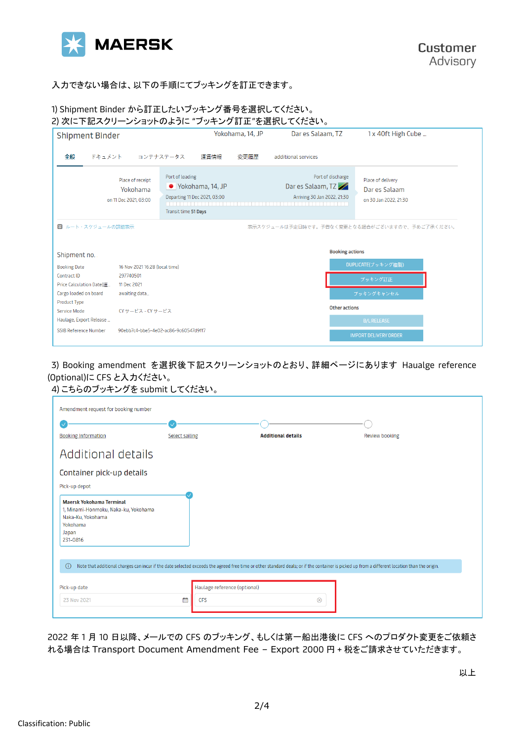入力できない場合は、以下の手順にてブッキングを訂正できます。

1) Shipment Binder から訂正したいブッキング番号を選択してください。
2) 次に下記スクリーンショットのように "ブッキング訂正"を選択してください。

Shipment Binder　Yokohama, 14, JP　Dar es Salaam, TZ　1 x 40ft High Cube ...

全般　ドキュメント　コンテナステータス　運賃情報　変更履歴　additional services

| Place of receipt | Port of loading | Port of discharge | Place of delivery |
|---|---|---|---|
| Yokohama | Yokohama, 14, JP | Dar es Salaam, TZ | Dar es Salaam |
| on 11 Dec 2021, 03:00 | Departing 11 Dec 2021, 03:00 | Arriving 30 Jan 2022, 21:30 | on 30 Jan 2022, 21:30 |

Transit time 51 Days

ルート・スケジュールの詳細表示　表示スケジュールは予定日時です。予告なく変更となる場合がございますので、予めご了承ください。

Shipment no.

| | |
|---|---|
| Booking Date | 16 Nov 2021 16:28 (local time) |
| Contract ID | 297740501 |
| Price Calculation Date(運... | 11 Dec 2021 |
| Cargo loaded on board | awaiting data... |
| Product Type | |
| Service Mode | CYサービス - CYサービス |
| Haulage, Export Release ... | |
| SSIB Reference Number | 90ebb7c4-bbe5-4e02-ac86-9c60547d9ff7 |

Booking actions: DUPLICATE(ブッキング複製) / ブッキング訂正 / ブッキングキャンセル

Other actions: B/L RELEASE / IMPORT DELIVERY ORDER

3) Booking amendment を選択後下記スクリーンショットのとおり、詳細ページにあります Haualge reference (Optional)に CFS と入力ください。
4) こちらのブッキングを submit してください。

Amendment request for booking number

Booking Information → Select sailing → Additional details → Review booking

Additional details

Container pick-up details

Pick-up depot

**Maersk Yokohama Terminal**
1, Minami-Honmoku, Naka-ku, Yokohama
Naka-Ku, Yokohama
Yokohama
Japan
231-0816

Note that additional charges can incur if the date selected exceeds the agreed free time or other standard deals; or if the container is picked up from a different location than the origin.

Pick-up date: 23 Nov 2021　Haulage reference (optional): CFS

2022 年 1 月 10 日以降、メールでの CFS のブッキング、もしくは第一船出港後に CFS へのプロダクト変更をご依頼される場合は Transport Document Amendment Fee – Export 2000 円 + 税をご請求させていただきます。

以上

Classification: Public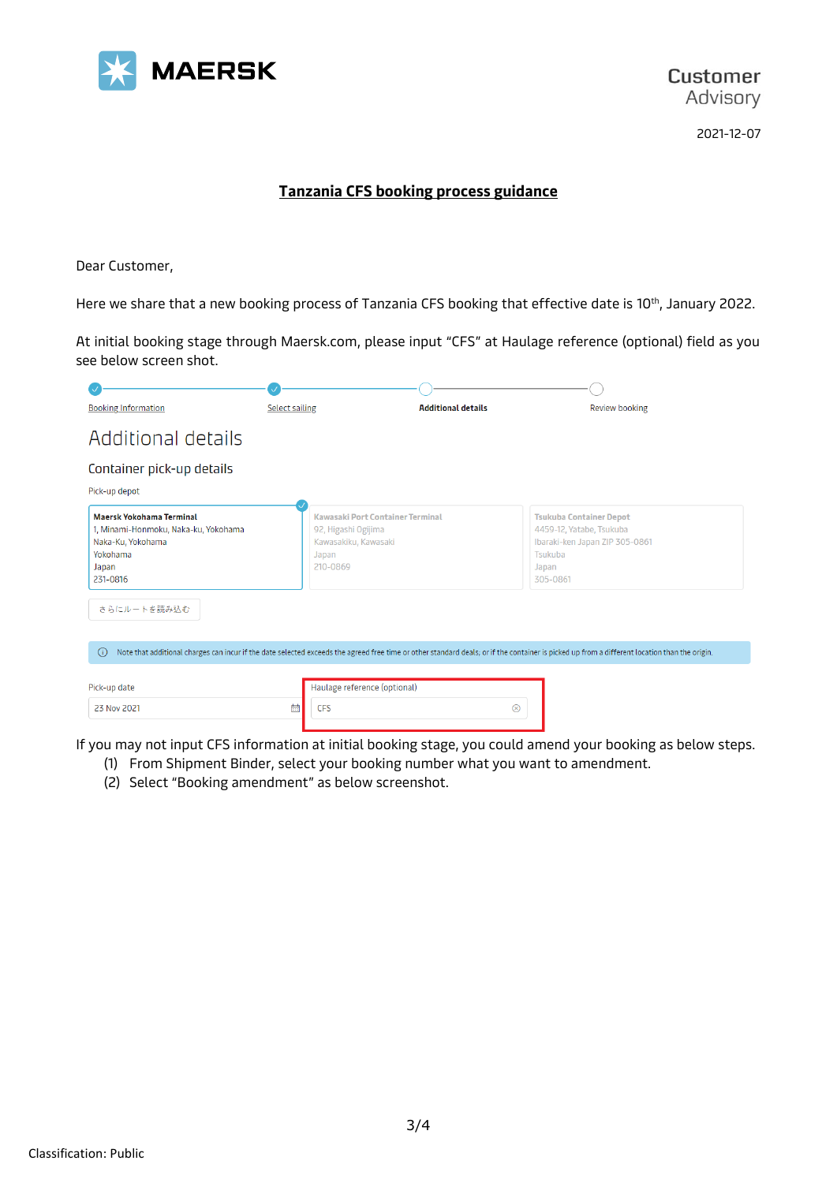**MAERSK**

Customer
Advisory

2021-12-07

## Tanzania CFS booking process guidance

Dear Customer,

Here we share that a new booking process of Tanzania CFS booking that effective date is 10th, January 2022.

At initial booking stage through Maersk.com, please input "CFS" at Haulage reference (optional) field as you see below screen shot.

Booking Information — Select sailing — Additional details — Review booking

Additional details

Container pick-up details

Pick-up depot

| Maersk Yokohama Terminal | Kawasaki Port Container Terminal | Tsukuba Container Depot |
|---|---|---|
| 1, Minami-Honmoku, Naka-ku, Yokohama<br>Naka-Ku, Yokohama<br>Yokohama<br>Japan<br>231-0816 | 92, Higashi Ogijima<br>Kawasakiku, Kawasaki<br>Japan<br>210-0869 | 4459-12, Yatabe, Tsukuba<br>Ibaraki-ken Japan ZIP 305-0861<br>Tsukuba<br>Japan<br>305-0861 |

さらにルートを読み込む

Note that additional charges can incur if the date selected exceeds the agreed free time or other standard deals, or if the container is picked up from a different location than the origin.

Pick-up date: 23 Nov 2021

Haulage reference (optional): CFS

If you may not input CFS information at initial booking stage, you could amend your booking as below steps.

(1) From Shipment Binder, select your booking number what you want to amendment.
(2) Select "Booking amendment" as below screenshot.

Classification: Public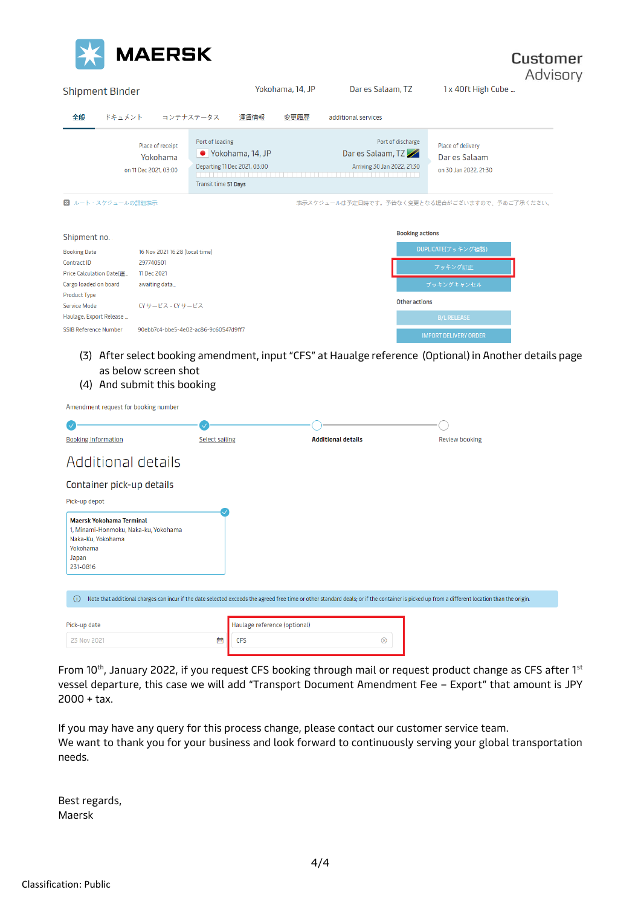MAERSK

Customer Advisory

Shipment Binder | Yokohama, 14, JP | Dar es Salaam, TZ | 1 x 40ft High Cube ...

全般 | ドキュメント | コンテナステータス | 運賃情報 | 変更履歴 | additional services

Place of receipt
Yokohama
on 11 Dec 2021, 03:00

Port of loading
Yokohama, 14, JP
Departing 11 Dec 2021, 03:00

Port of discharge
Dar es Salaam, TZ
Arriving 30 Jan 2022, 21:30

Transit time 51 Days

Place of delivery
Dar es Salaam
on 30 Jan 2022, 21:30

ルート・スケジュールの詳細表示

表示スケジュールは予定日時です。予告なく変更となる場合がございますので、予めご了承ください。

Shipment no.

| | |
|---|---|
| Booking Date | 16 Nov 2021 16:28 (local time) |
| Contract ID | 297740501 |
| Price Calculation Date(運... | 11 Dec 2021 |
| Cargo loaded on board | awaiting data... |
| Product Type | |
| Service Mode | CYサービス - CYサービス |
| Haulage, Export Release ... | |
| SSIB Reference Number | 90ebb7c4-bbe5-4e02-ac86-9c60547d9ff7 |

Booking actions
- DUPLICATE(ブッキング複製)
- ブッキング訂正
- ブッキングキャンセル

Other actions
- B/L RELEASE
- IMPORT DELIVERY ORDER

(3) After select booking amendment, input “CFS” at Haualge reference (Optional) in Another details page as below screen shot

(4) And submit this booking

Amendment request for booking number

Booking information — Select sailing — Additional details — Review booking

## Additional details

### Container pick-up details

Pick-up depot

**Maersk Yokohama Terminal**
1, Minami-Honmoku, Naka-ku, Yokohama
Naka-Ku, Yokohama
Yokohama
Japan
231-0816

Note that additional charges can incur if the date selected exceeds the agreed free time or other standard deals; or if the container is picked up from a different location than the origin.

Pick-up date: 23 Nov 2021

Haulage reference (optional): CFS

From 10th, January 2022, if you request CFS booking through mail or request product change as CFS after 1st vessel departure, this case we will add “Transport Document Amendment Fee – Export” that amount is JPY 2000 + tax.

If you may have any query for this process change, please contact our customer service team.
We want to thank you for your business and look forward to continuously serving your global transportation needs.

Best regards,
Maersk

Classification: Public